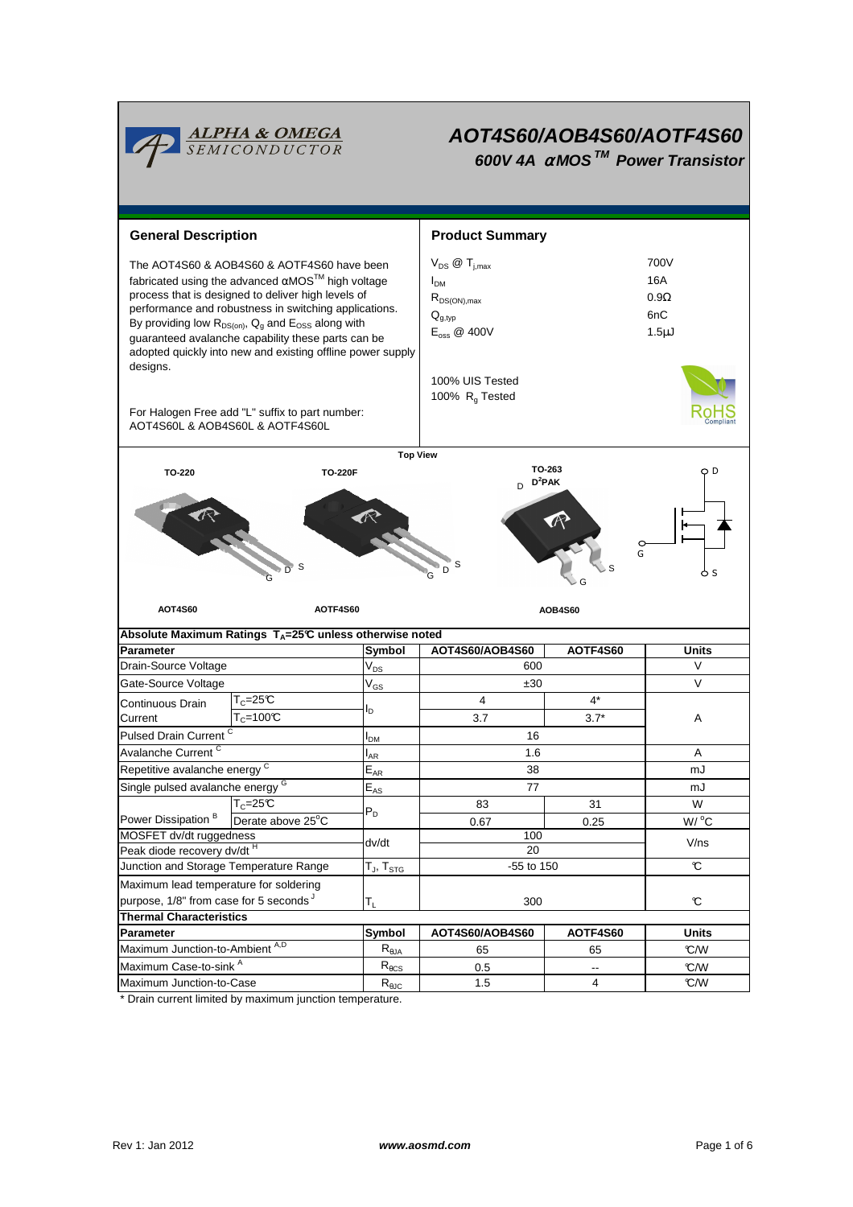# AOT4S60/AOB4S60/AOTF4S60

## 600V 4A αMOS™ Power Transistor

## General Description

The AOT4S60 & AOB4S60 & AOTF4S60 have been fabricated using the advanced αMOS™ high voltage process that is designed to deliver high levels of performance and robustness in switching applications. By providing low $R_{DS(on)}$, $Q_g$ and $E_{OSS}$ along with guaranteed avalanche capability these parts can be adopted quickly into new and existing offline power supply designs.

For Halogen Free add "L" suffix to part number: AOT4S60L & AOB4S60L & AOTF4S60L

## Product Summary

| | |
|---|---|
| $V_{DS}$ @ $T_{j,max}$ | 700V |
| $I_{DM}$ | 16A |
| $R_{DS(ON),max}$ | 0.9Ω |
| $Q_{g,typ}$ | 6nC |
| $E_{oss}$ @ 400V | 1.5μJ |

100% UIS Tested
100% $R_g$ Tested

Top View

TO-220 — AOT4S60 (G D S)
TO-220F — AOTF4S60 (G D S)
TO-263 $D^2PAK$ — AOB4S60 (G D S)

## Absolute Maximum Ratings $T_A$=25°C unless otherwise noted

| Parameter | | Symbol | AOT4S60/AOB4S60 | AOTF4S60 | Units |
|---|---|---|---|---|---|
| Drain-Source Voltage | | $V_{DS}$ | 600 | | V |
| Gate-Source Voltage | | $V_{GS}$ | ±30 | | V |
| Continuous Drain Current | $T_C$=25°C | $I_D$ | 4 | 4* | A |
| | $T_C$=100°C | | 3.7 | 3.7* | |
| Pulsed Drain Current [C] | | $I_{DM}$ | 16 | | |
| Avalanche Current [C] | | $I_{AR}$ | 1.6 | | A |
| Repetitive avalanche energy [C] | | $E_{AR}$ | 38 | | mJ |
| Single pulsed avalanche energy [G] | | $E_{AS}$ | 77 | | mJ |
| Power Dissipation [B] | $T_C$=25°C | $P_D$ | 83 | 31 | W |
| | Derate above 25°C | | 0.67 | 0.25 | W/°C |
| MOSFET dv/dt ruggedness | | dv/dt | 100 | | V/ns |
| Peak diode recovery dv/dt [H] | | | 20 | | |
| Junction and Storage Temperature Range | | $T_J$, $T_{STG}$ | -55 to 150 | | °C |
| Maximum lead temperature for soldering purpose, 1/8" from case for 5 seconds [J] | | $T_L$ | 300 | | °C |

## Thermal Characteristics

| Parameter | Symbol | AOT4S60/AOB4S60 | AOTF4S60 | Units |
|---|---|---|---|---|
| Maximum Junction-to-Ambient [A,D] | $R_{\theta JA}$ | 65 | 65 | °C/W |
| Maximum Case-to-sink [A] | $R_{\theta CS}$ | 0.5 | -- | °C/W |
| Maximum Junction-to-Case | $R_{\theta JC}$ | 1.5 | 4 | °C/W |

\* Drain current limited by maximum junction temperature.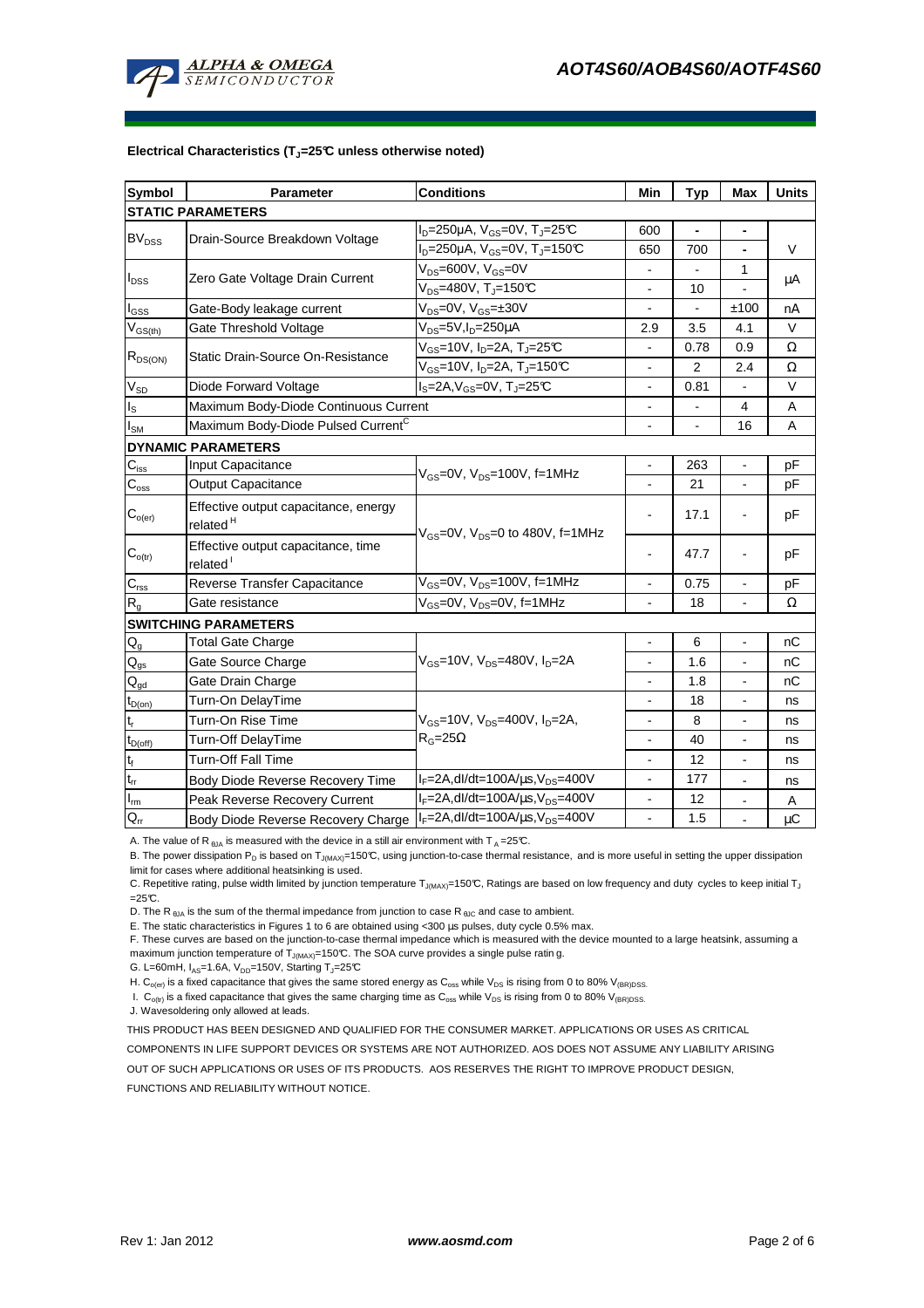### Electrical Characteristics ($T_J$=25°C unless otherwise noted)

| Symbol | Parameter | Conditions | Min | Typ | Max | Units |
|---|---|---|---|---|---|---|
| **STATIC PARAMETERS** | | | | | | |
| $BV_{DSS}$ | Drain-Source Breakdown Voltage | $I_D$=250µA, $V_{GS}$=0V, $T_J$=25°C | 600 | - | - | V |
| | | $I_D$=250µA, $V_{GS}$=0V, $T_J$=150°C | 650 | 700 | - | |
| $I_{DSS}$ | Zero Gate Voltage Drain Current | $V_{DS}$=600V, $V_{GS}$=0V | - | - | 1 | µA |
| | | $V_{DS}$=480V, $T_J$=150°C | - | 10 | - | |
| $I_{GSS}$ | Gate-Body leakage current | $V_{DS}$=0V, $V_{GS}$=±30V | - | - | ±100 | nA |
| $V_{GS(th)}$ | Gate Threshold Voltage | $V_{DS}$=5V, $I_D$=250µA | 2.9 | 3.5 | 4.1 | V |
| $R_{DS(ON)}$ | Static Drain-Source On-Resistance | $V_{GS}$=10V, $I_D$=2A, $T_J$=25°C | - | 0.78 | 0.9 | Ω |
| | | $V_{GS}$=10V, $I_D$=2A, $T_J$=150°C | - | 2 | 2.4 | Ω |
| $V_{SD}$ | Diode Forward Voltage | $I_S$=2A, $V_{GS}$=0V, $T_J$=25°C | - | 0.81 | - | V |
| $I_S$ | Maximum Body-Diode Continuous Current | | - | - | 4 | A |
| $I_{SM}$ | Maximum Body-Diode Pulsed Current[C] | | - | - | 16 | A |
| **DYNAMIC PARAMETERS** | | | | | | |
| $C_{iss}$ | Input Capacitance | $V_{GS}$=0V, $V_{DS}$=100V, f=1MHz | - | 263 | - | pF |
| $C_{oss}$ | Output Capacitance | | - | 21 | - | pF |
| $C_{o(er)}$ | Effective output capacitance, energy related[H] | $V_{GS}$=0V, $V_{DS}$=0 to 480V, f=1MHz | - | 17.1 | - | pF |
| $C_{o(tr)}$ | Effective output capacitance, time related[I] | | - | 47.7 | - | pF |
| $C_{rss}$ | Reverse Transfer Capacitance | $V_{GS}$=0V, $V_{DS}$=100V, f=1MHz | - | 0.75 | - | pF |
| $R_g$ | Gate resistance | $V_{GS}$=0V, $V_{DS}$=0V, f=1MHz | - | 18 | - | Ω |
| **SWITCHING PARAMETERS** | | | | | | |
| $Q_g$ | Total Gate Charge | $V_{GS}$=10V, $V_{DS}$=480V, $I_D$=2A | - | 6 | - | nC |
| $Q_{gs}$ | Gate Source Charge | | - | 1.6 | - | nC |
| $Q_{gd}$ | Gate Drain Charge | | - | 1.8 | - | nC |
| $t_{D(on)}$ | Turn-On DelayTime | $V_{GS}$=10V, $V_{DS}$=400V, $I_D$=2A, $R_G$=25Ω | - | 18 | - | ns |
| $t_r$ | Turn-On Rise Time | | - | 8 | - | ns |
| $t_{D(off)}$ | Turn-Off DelayTime | | - | 40 | - | ns |
| $t_f$ | Turn-Off Fall Time | | - | 12 | - | ns |
| $t_{rr}$ | Body Diode Reverse Recovery Time | $I_F$=2A, dI/dt=100A/µs, $V_{DS}$=400V | - | 177 | - | ns |
| $I_{rm}$ | Peak Reverse Recovery Current | $I_F$=2A, dI/dt=100A/µs, $V_{DS}$=400V | - | 12 | - | A |
| $Q_{rr}$ | Body Diode Reverse Recovery Charge | $I_F$=2A, dI/dt=100A/µs, $V_{DS}$=400V | - | 1.5 | - | µC |

A. The value of $R_{\theta JA}$ is measured with the device in a still air environment with $T_A$ =25°C.

B. The power dissipation $P_D$ is based on $T_{J(MAX)}$=150°C, using junction-to-case thermal resistance, and is more useful in setting the upper dissipation limit for cases where additional heatsinking is used.

C. Repetitive rating, pulse width limited by junction temperature $T_{J(MAX)}$=150°C, Ratings are based on low frequency and duty cycles to keep initial $T_J$ =25°C.

D. The $R_{\theta JA}$ is the sum of the thermal impedance from junction to case $R_{\theta JC}$ and case to ambient.

E. The static characteristics in Figures 1 to 6 are obtained using <300 µs pulses, duty cycle 0.5% max.

F. These curves are based on the junction-to-case thermal impedance which is measured with the device mounted to a large heatsink, assuming a maximum junction temperature of $T_{J(MAX)}$=150°C. The SOA curve provides a single pulse ratin g.

G. L=60mH, $I_{AS}$=1.6A, $V_{DD}$=150V, Starting $T_J$=25°C

H. $C_{o(er)}$ is a fixed capacitance that gives the same stored energy as $C_{oss}$ while $V_{DS}$ is rising from 0 to 80% $V_{(BR)DSS}$.

I. $C_{o(tr)}$ is a fixed capacitance that gives the same charging time as $C_{oss}$ while $V_{DS}$ is rising from 0 to 80% $V_{(BR)DSS}$.

J. Wavesoldering only allowed at leads.

THIS PRODUCT HAS BEEN DESIGNED AND QUALIFIED FOR THE CONSUMER MARKET. APPLICATIONS OR USES AS CRITICAL COMPONENTS IN LIFE SUPPORT DEVICES OR SYSTEMS ARE NOT AUTHORIZED. AOS DOES NOT ASSUME ANY LIABILITY ARISING OUT OF SUCH APPLICATIONS OR USES OF ITS PRODUCTS. AOS RESERVES THE RIGHT TO IMPROVE PRODUCT DESIGN, FUNCTIONS AND RELIABILITY WITHOUT NOTICE.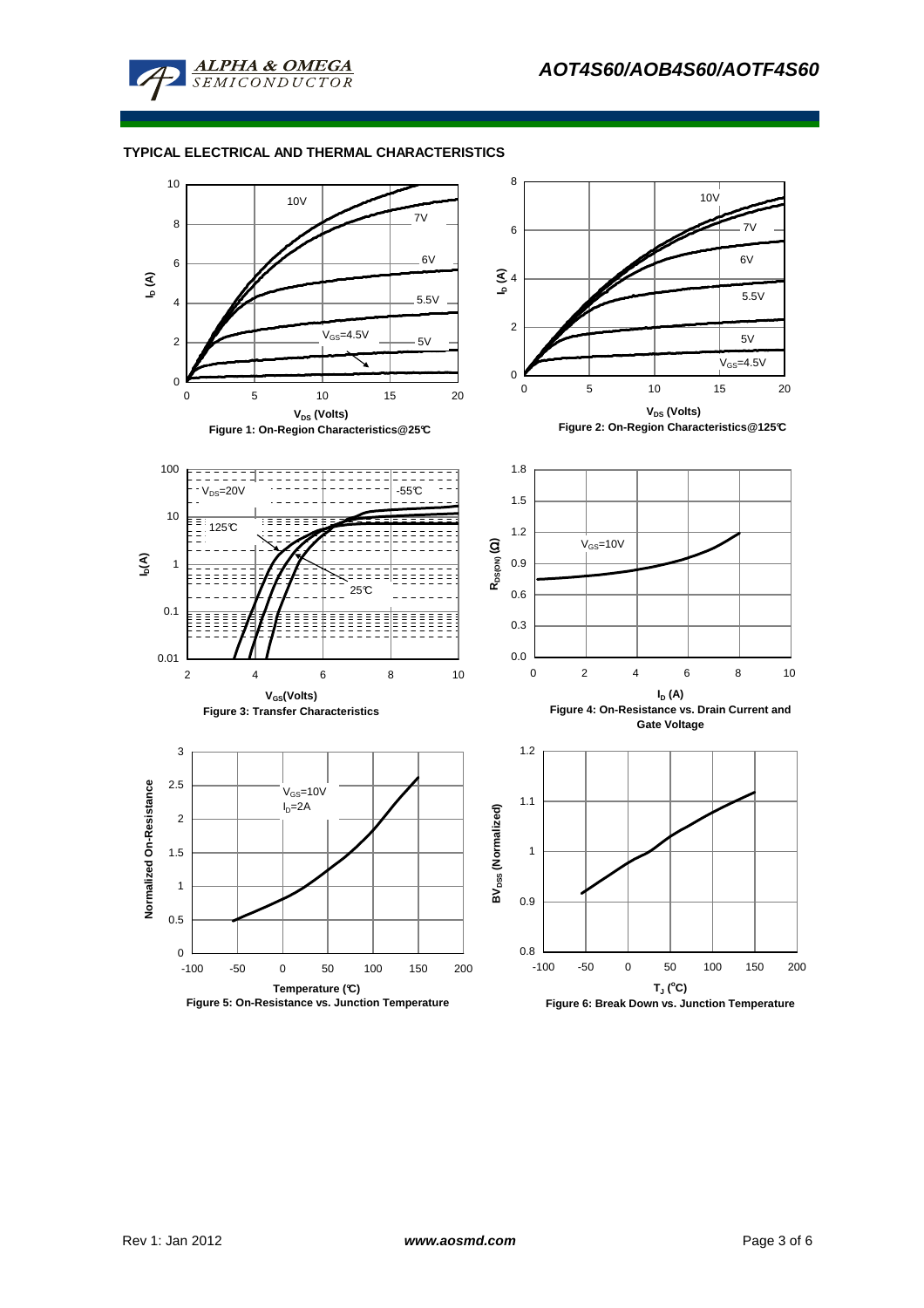## TYPICAL ELECTRICAL AND THERMAL CHARACTERISTICS

Figure 1: On-Region Characteristics@25°C

Figure 2: On-Region Characteristics@125°C

Figure 3: Transfer Characteristics

Figure 4: On-Resistance vs. Drain Current and Gate Voltage

Figure 5: On-Resistance vs. Junction Temperature

Figure 6: Break Down vs. Junction Temperature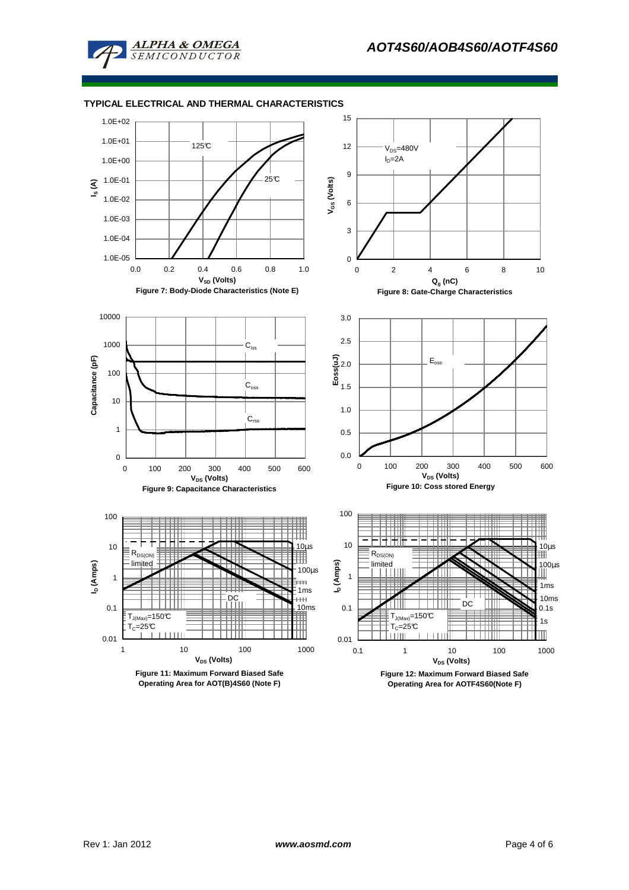## TYPICAL ELECTRICAL AND THERMAL CHARACTERISTICS

Figure 7: Body-Diode Characteristics (Note E)

Figure 8: Gate-Charge Characteristics

Figure 9: Capacitance Characteristics

Figure 10: Coss stored Energy

Figure 11: Maximum Forward Biased Safe Operating Area for AOT(B)4S60 (Note F)

Figure 12: Maximum Forward Biased Safe Operating Area for AOTF4S60(Note F)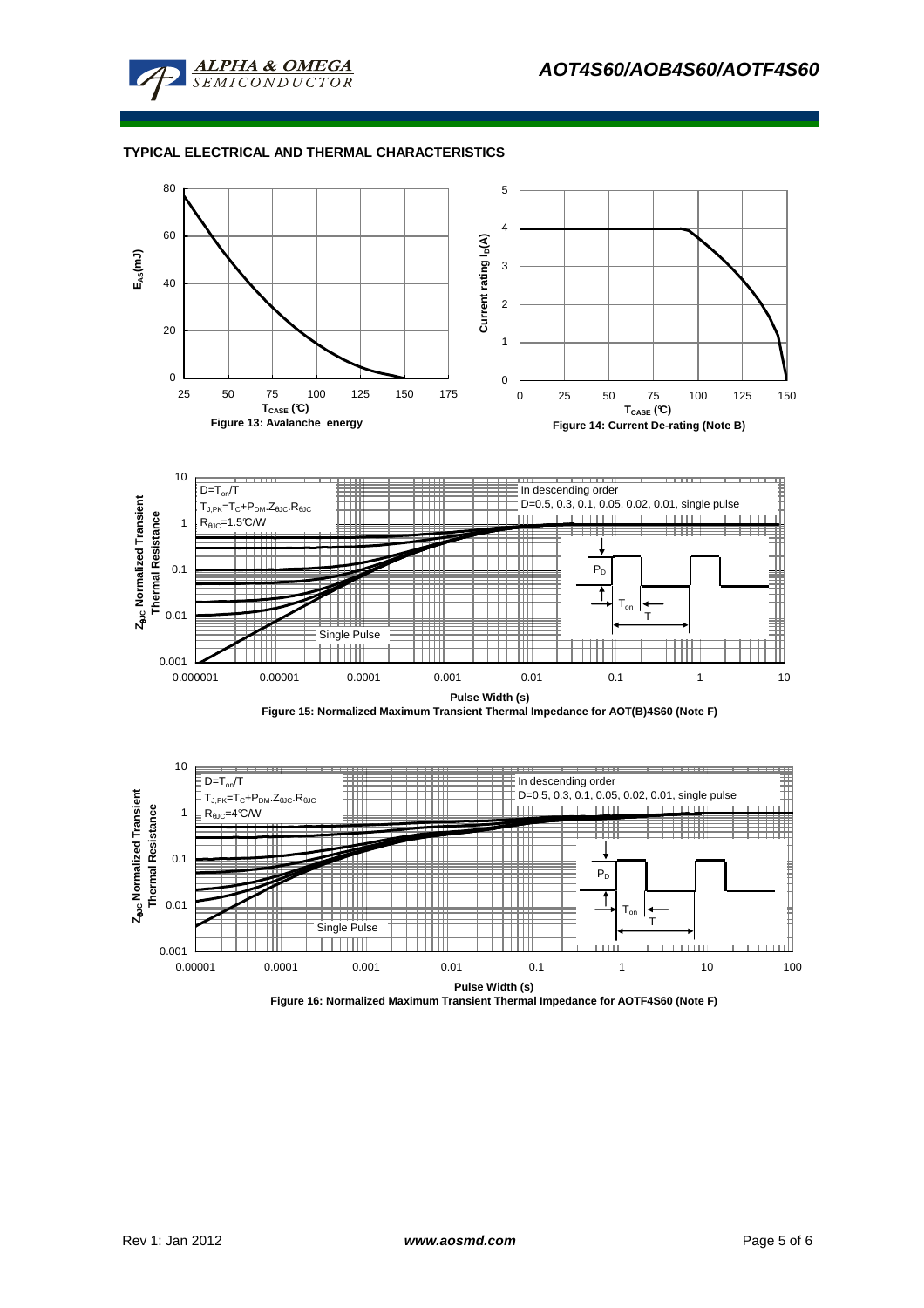## TYPICAL ELECTRICAL AND THERMAL CHARACTERISTICS

$E_{AS}$(mJ) vs. $T_{CASE}$ (℃)

Figure 13: Avalanche energy

Current rating $I_D$(A) vs. $T_{CASE}$ (℃)

Figure 14: Current De-rating (Note B)

$Z_{\theta JC}$ Normalized Transient Thermal Resistance vs. Pulse Width (s)

$D=T_{on}/T$

$T_{J,PK}=T_C+P_{DM}.Z_{\theta JC}.R_{\theta JC}$

$R_{\theta JC}$=1.5℃/W

In descending order

D=0.5, 0.3, 0.1, 0.05, 0.02, 0.01, single pulse

Single Pulse

$P_D$, $T_{on}$, T

Figure 15: Normalized Maximum Transient Thermal Impedance for AOT(B)4S60 (Note F)

$Z_{\theta JC}$ Normalized Transient Thermal Resistance vs. Pulse Width (s)

$D=T_{on}/T$

$T_{J,PK}=T_C+P_{DM}.Z_{\theta JC}.R_{\theta JC}$

$R_{\theta JC}$=4℃/W

In descending order

D=0.5, 0.3, 0.1, 0.05, 0.02, 0.01, single pulse

Single Pulse

$P_D$, $T_{on}$, T

Figure 16: Normalized Maximum Transient Thermal Impedance for AOTF4S60 (Note F)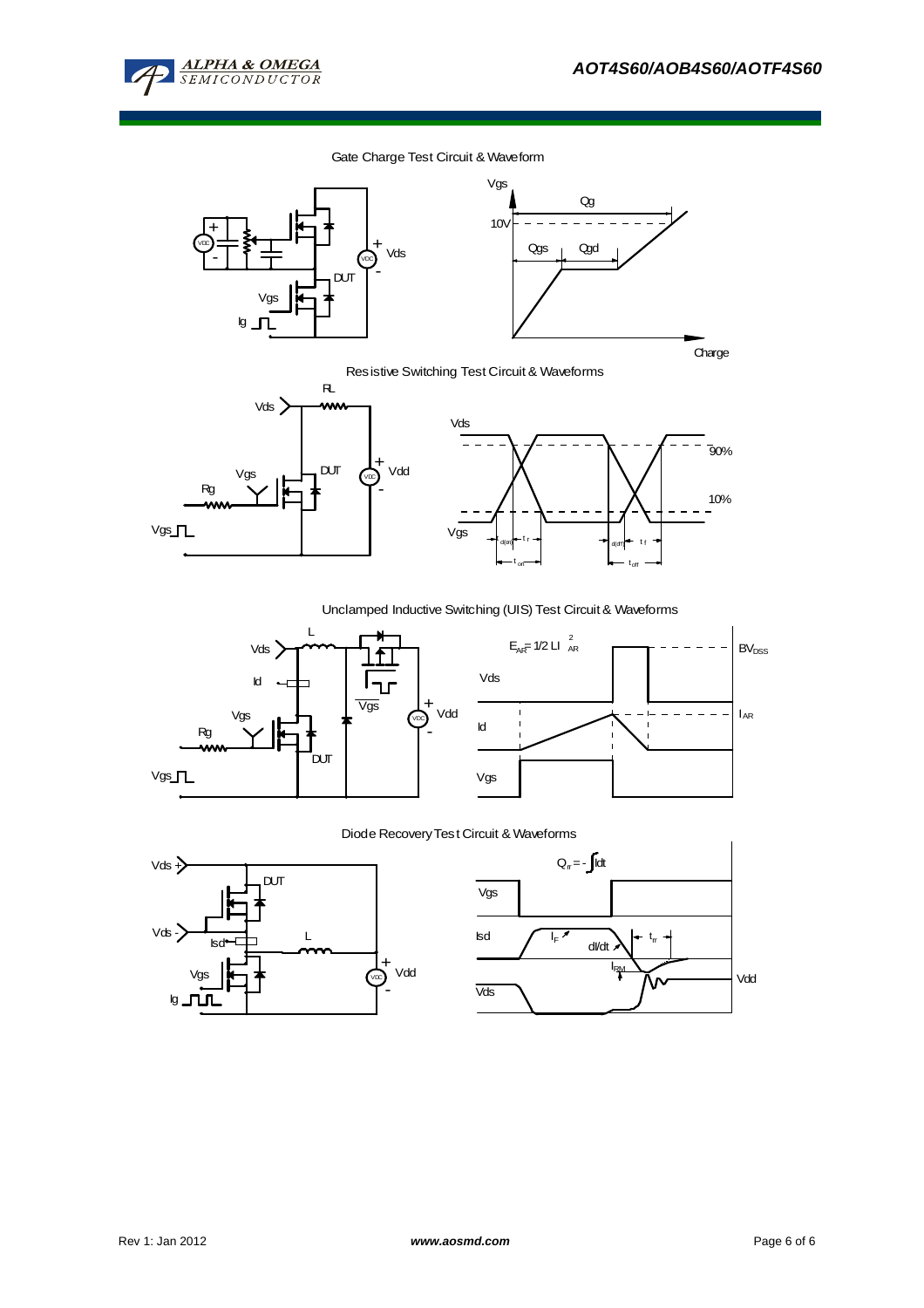Gate Charge Test Circuit & Waveform

VDC
+
-
Vgs
Ig
DUT
+
Vds
-
VDC

Vgs
10V
Qg
Qgs
Qgd
Charge

Resistive Switching Test Circuit & Waveforms

RL
Vds
Vgs
Rg
Vgs
DUT
+
Vdd
-
VDC

Vds
Vgs
90%
10%
$t_{d(on)}$
$t_r$
$t_{on}$
$t_{d(off)}$
$t_f$
$t_{off}$

Unclamped Inductive Switching (UIS) Test Circuit & Waveforms

L
Vds
Id
Vgs
Rg
Vgs
DUT
Vgs
+
Vdd
-
VDC

$E_{AR} = 1/2\ LI_{AR}^2$
$BV_{DSS}$
Vds
Id
$I_{AR}$
Vgs

Diode Recovery Test Circuit & Waveforms

Vds +
DUT
Vds -
Isd
L
Vgs
Ig
+
Vdd
-
VDC

$Q_{rr} = -\int Idt$
Vgs
Isd
$I_F$
dI/dt
$t_{rr}$
$I_{RM}$
Vds
Vdd